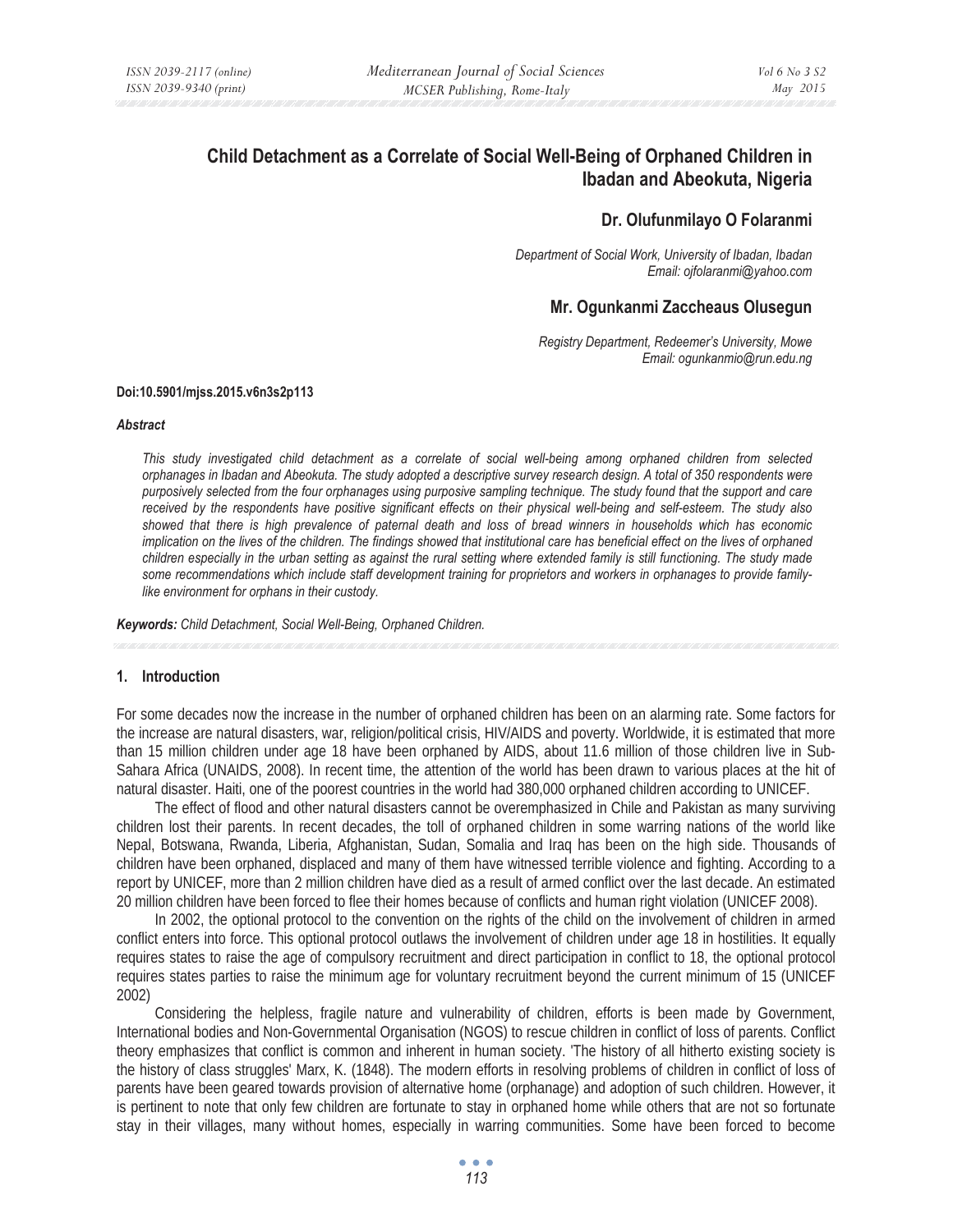# Child Detachment as a Correlate of Social Well-Being of Orphaned Children in Ibadan and Abeokuta, Nigeria

## Dr. Olufunmilayo O Folaranmi

*Department of Social Work, University of Ibadan, Ibadan*
*Email: ojfolaranmi@yahoo.com*

## Mr. Ogunkanmi Zaccheaus Olusegun

*Registry Department, Redeemer's University, Mowe*
*Email: ogunkanmio@run.edu.ng*

**Doi:10.5901/mjss.2015.v6n3s2p113**

***Abstract***

*This study investigated child detachment as a correlate of social well-being among orphaned children from selected orphanages in Ibadan and Abeokuta. The study adopted a descriptive survey research design. A total of 350 respondents were purposively selected from the four orphanages using purposive sampling technique. The study found that the support and care received by the respondents have positive significant effects on their physical well-being and self-esteem. The study also showed that there is high prevalence of paternal death and loss of bread winners in households which has economic implication on the lives of the children. The findings showed that institutional care has beneficial effect on the lives of orphaned children especially in the urban setting as against the rural setting where extended family is still functioning. The study made some recommendations which include staff development training for proprietors and workers in orphanages to provide family-like environment for orphans in their custody.*

***Keywords:*** *Child Detachment, Social Well-Being, Orphaned Children.*

## 1. Introduction

For some decades now the increase in the number of orphaned children has been on an alarming rate. Some factors for the increase are natural disasters, war, religion/political crisis, HIV/AIDS and poverty. Worldwide, it is estimated that more than 15 million children under age 18 have been orphaned by AIDS, about 11.6 million of those children live in Sub-Sahara Africa (UNAIDS, 2008). In recent time, the attention of the world has been drawn to various places at the hit of natural disaster. Haiti, one of the poorest countries in the world had 380,000 orphaned children according to UNICEF.

The effect of flood and other natural disasters cannot be overemphasized in Chile and Pakistan as many surviving children lost their parents. In recent decades, the toll of orphaned children in some warring nations of the world like Nepal, Botswana, Rwanda, Liberia, Afghanistan, Sudan, Somalia and Iraq has been on the high side. Thousands of children have been orphaned, displaced and many of them have witnessed terrible violence and fighting. According to a report by UNICEF, more than 2 million children have died as a result of armed conflict over the last decade. An estimated 20 million children have been forced to flee their homes because of conflicts and human right violation (UNICEF 2008).

In 2002, the optional protocol to the convention on the rights of the child on the involvement of children in armed conflict enters into force. This optional protocol outlaws the involvement of children under age 18 in hostilities. It equally requires states to raise the age of compulsory recruitment and direct participation in conflict to 18, the optional protocol requires states parties to raise the minimum age for voluntary recruitment beyond the current minimum of 15 (UNICEF 2002)

Considering the helpless, fragile nature and vulnerability of children, efforts is been made by Government, International bodies and Non-Governmental Organisation (NGOS) to rescue children in conflict of loss of parents. Conflict theory emphasizes that conflict is common and inherent in human society. 'The history of all hitherto existing society is the history of class struggles' Marx, K. (1848). The modern efforts in resolving problems of children in conflict of loss of parents have been geared towards provision of alternative home (orphanage) and adoption of such children. However, it is pertinent to note that only few children are fortunate to stay in orphaned home while others that are not so fortunate stay in their villages, many without homes, especially in warring communities. Some have been forced to become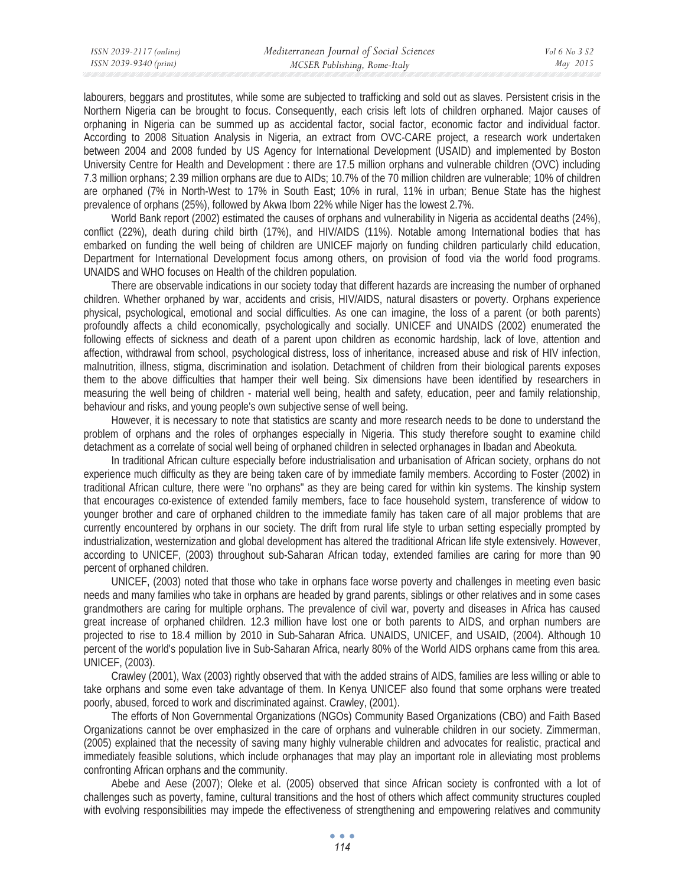labourers, beggars and prostitutes, while some are subjected to trafficking and sold out as slaves. Persistent crisis in the Northern Nigeria can be brought to focus. Consequently, each crisis left lots of children orphaned. Major causes of orphaning in Nigeria can be summed up as accidental factor, social factor, economic factor and individual factor. According to 2008 Situation Analysis in Nigeria, an extract from OVC-CARE project, a research work undertaken between 2004 and 2008 funded by US Agency for International Development (USAID) and implemented by Boston University Centre for Health and Development : there are 17.5 million orphans and vulnerable children (OVC) including 7.3 million orphans; 2.39 million orphans are due to AIDs; 10.7% of the 70 million children are vulnerable; 10% of children are orphaned (7% in North-West to 17% in South East; 10% in rural, 11% in urban; Benue State has the highest prevalence of orphans (25%), followed by Akwa Ibom 22% while Niger has the lowest 2.7%.

World Bank report (2002) estimated the causes of orphans and vulnerability in Nigeria as accidental deaths (24%), conflict (22%), death during child birth (17%), and HIV/AIDS (11%). Notable among International bodies that has embarked on funding the well being of children are UNICEF majorly on funding children particularly child education, Department for International Development focus among others, on provision of food via the world food programs. UNAIDS and WHO focuses on Health of the children population.

There are observable indications in our society today that different hazards are increasing the number of orphaned children. Whether orphaned by war, accidents and crisis, HIV/AIDS, natural disasters or poverty. Orphans experience physical, psychological, emotional and social difficulties. As one can imagine, the loss of a parent (or both parents) profoundly affects a child economically, psychologically and socially. UNICEF and UNAIDS (2002) enumerated the following effects of sickness and death of a parent upon children as economic hardship, lack of love, attention and affection, withdrawal from school, psychological distress, loss of inheritance, increased abuse and risk of HIV infection, malnutrition, illness, stigma, discrimination and isolation. Detachment of children from their biological parents exposes them to the above difficulties that hamper their well being. Six dimensions have been identified by researchers in measuring the well being of children - material well being, health and safety, education, peer and family relationship, behaviour and risks, and young people's own subjective sense of well being.

However, it is necessary to note that statistics are scanty and more research needs to be done to understand the problem of orphans and the roles of orphanges especially in Nigeria. This study therefore sought to examine child detachment as a correlate of social well being of orphaned children in selected orphanages in Ibadan and Abeokuta.

In traditional African culture especially before industrialisation and urbanisation of African society, orphans do not experience much difficulty as they are being taken care of by immediate family members. According to Foster (2002) in traditional African culture, there were "no orphans" as they are being cared for within kin systems. The kinship system that encourages co-existence of extended family members, face to face household system, transference of widow to younger brother and care of orphaned children to the immediate family has taken care of all major problems that are currently encountered by orphans in our society. The drift from rural life style to urban setting especially prompted by industrialization, westernization and global development has altered the traditional African life style extensively. However, according to UNICEF, (2003) throughout sub-Saharan African today, extended families are caring for more than 90 percent of orphaned children.

UNICEF, (2003) noted that those who take in orphans face worse poverty and challenges in meeting even basic needs and many families who take in orphans are headed by grand parents, siblings or other relatives and in some cases grandmothers are caring for multiple orphans. The prevalence of civil war, poverty and diseases in Africa has caused great increase of orphaned children. 12.3 million have lost one or both parents to AIDS, and orphan numbers are projected to rise to 18.4 million by 2010 in Sub-Saharan Africa. UNAIDS, UNICEF, and USAID, (2004). Although 10 percent of the world's population live in Sub-Saharan Africa, nearly 80% of the World AIDS orphans came from this area. UNICEF, (2003).

Crawley (2001), Wax (2003) rightly observed that with the added strains of AIDS, families are less willing or able to take orphans and some even take advantage of them. In Kenya UNICEF also found that some orphans were treated poorly, abused, forced to work and discriminated against. Crawley, (2001).

The efforts of Non Governmental Organizations (NGOs) Community Based Organizations (CBO) and Faith Based Organizations cannot be over emphasized in the care of orphans and vulnerable children in our society. Zimmerman, (2005) explained that the necessity of saving many highly vulnerable children and advocates for realistic, practical and immediately feasible solutions, which include orphanages that may play an important role in alleviating most problems confronting African orphans and the community.

Abebe and Aese (2007); Oleke et al. (2005) observed that since African society is confronted with a lot of challenges such as poverty, famine, cultural transitions and the host of others which affect community structures coupled with evolving responsibilities may impede the effectiveness of strengthening and empowering relatives and community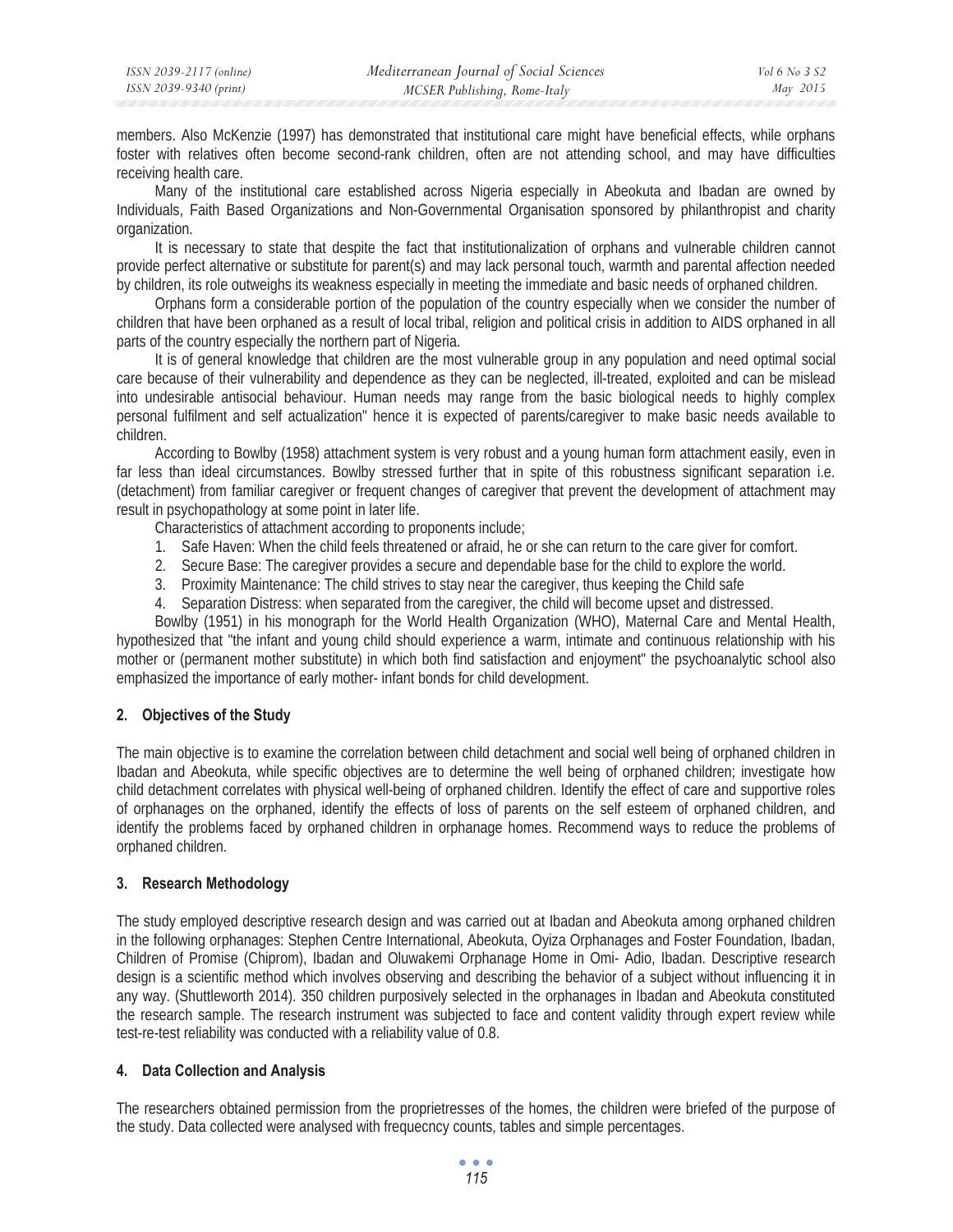members. Also McKenzie (1997) has demonstrated that institutional care might have beneficial effects, while orphans foster with relatives often become second-rank children, often are not attending school, and may have difficulties receiving health care.

Many of the institutional care established across Nigeria especially in Abeokuta and Ibadan are owned by Individuals, Faith Based Organizations and Non-Governmental Organisation sponsored by philanthropist and charity organization.

It is necessary to state that despite the fact that institutionalization of orphans and vulnerable children cannot provide perfect alternative or substitute for parent(s) and may lack personal touch, warmth and parental affection needed by children, its role outweighs its weakness especially in meeting the immediate and basic needs of orphaned children.

Orphans form a considerable portion of the population of the country especially when we consider the number of children that have been orphaned as a result of local tribal, religion and political crisis in addition to AIDS orphaned in all parts of the country especially the northern part of Nigeria.

It is of general knowledge that children are the most vulnerable group in any population and need optimal social care because of their vulnerability and dependence as they can be neglected, ill-treated, exploited and can be mislead into undesirable antisocial behaviour. Human needs may range from the basic biological needs to highly complex personal fulfilment and self actualization" hence it is expected of parents/caregiver to make basic needs available to children.

According to Bowlby (1958) attachment system is very robust and a young human form attachment easily, even in far less than ideal circumstances. Bowlby stressed further that in spite of this robustness significant separation i.e. (detachment) from familiar caregiver or frequent changes of caregiver that prevent the development of attachment may result in psychopathology at some point in later life.

Characteristics of attachment according to proponents include;

1. Safe Haven: When the child feels threatened or afraid, he or she can return to the care giver for comfort.
2. Secure Base: The caregiver provides a secure and dependable base for the child to explore the world.
3. Proximity Maintenance: The child strives to stay near the caregiver, thus keeping the Child safe
4. Separation Distress: when separated from the caregiver, the child will become upset and distressed.

Bowlby (1951) in his monograph for the World Health Organization (WHO), Maternal Care and Mental Health, hypothesized that "the infant and young child should experience a warm, intimate and continuous relationship with his mother or (permanent mother substitute) in which both find satisfaction and enjoyment" the psychoanalytic school also emphasized the importance of early mother- infant bonds for child development.

## 2. Objectives of the Study

The main objective is to examine the correlation between child detachment and social well being of orphaned children in Ibadan and Abeokuta, while specific objectives are to determine the well being of orphaned children; investigate how child detachment correlates with physical well-being of orphaned children. Identify the effect of care and supportive roles of orphanages on the orphaned, identify the effects of loss of parents on the self esteem of orphaned children, and identify the problems faced by orphaned children in orphanage homes. Recommend ways to reduce the problems of orphaned children.

## 3. Research Methodology

The study employed descriptive research design and was carried out at Ibadan and Abeokuta among orphaned children in the following orphanages: Stephen Centre International, Abeokuta, Oyiza Orphanages and Foster Foundation, Ibadan, Children of Promise (Chiprom), Ibadan and Oluwakemi Orphanage Home in Omi- Adio, Ibadan. Descriptive research design is a scientific method which involves observing and describing the behavior of a subject without influencing it in any way. (Shuttleworth 2014). 350 children purposively selected in the orphanages in Ibadan and Abeokuta constituted the research sample. The research instrument was subjected to face and content validity through expert review while test-re-test reliability was conducted with a reliability value of 0.8.

## 4. Data Collection and Analysis

The researchers obtained permission from the proprietresses of the homes, the children were briefed of the purpose of the study. Data collected were analysed with frequecncy counts, tables and simple percentages.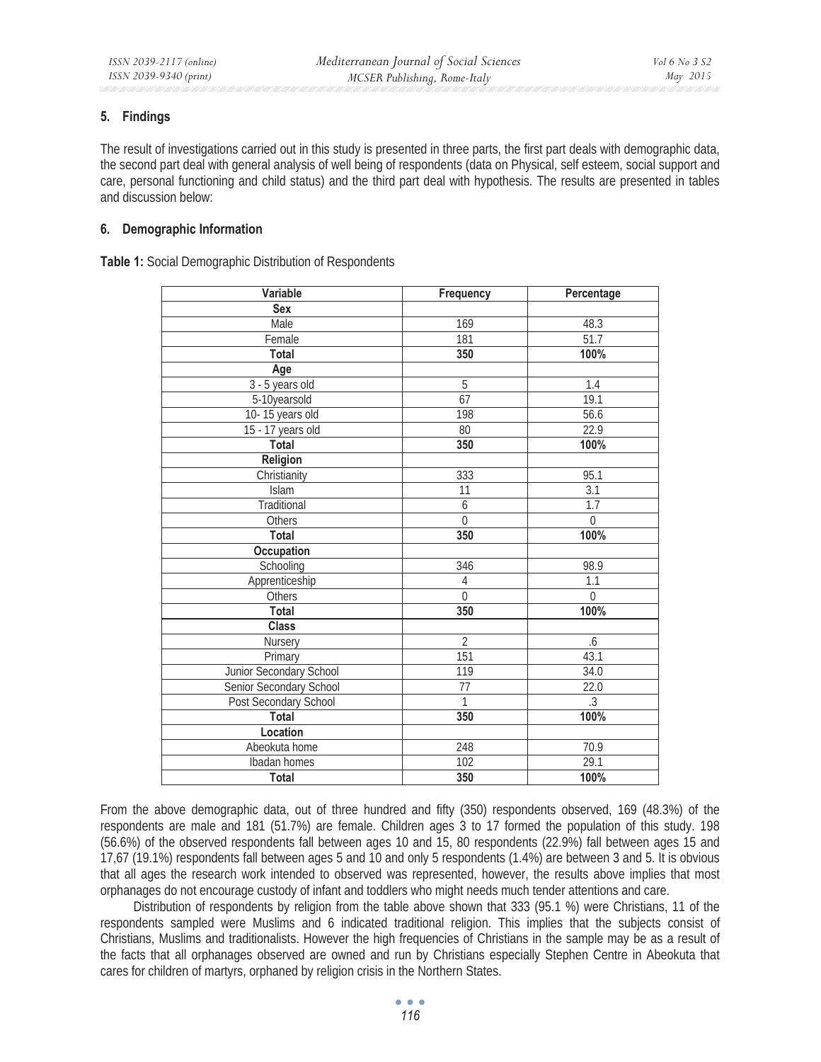## 5. Findings

The result of investigations carried out in this study is presented in three parts, the first part deals with demographic data, the second part deal with general analysis of well being of respondents (data on Physical, self esteem, social support and care, personal functioning and child status) and the third part deal with hypothesis. The results are presented in tables and discussion below:

## 6. Demographic Information

**Table 1:** Social Demographic Distribution of Respondents

| Variable | Frequency | Percentage |
|---|---|---|
| **Sex** | | |
| Male | 169 | 48.3 |
| Female | 181 | 51.7 |
| **Total** | **350** | **100%** |
| **Age** | | |
| 3 - 5 years old | 5 | 1.4 |
| 5-10yearsold | 67 | 19.1 |
| 10- 15 years old | 198 | 56.6 |
| 15 - 17 years old | 80 | 22.9 |
| **Total** | **350** | **100%** |
| **Religion** | | |
| Christianity | 333 | 95.1 |
| Islam | 11 | 3.1 |
| Traditional | 6 | 1.7 |
| Others | 0 | 0 |
| **Total** | **350** | **100%** |
| **Occupation** | | |
| Schooling | 346 | 98.9 |
| Apprenticeship | 4 | 1.1 |
| Others | 0 | 0 |
| **Total** | **350** | **100%** |
| **Class** | | |
| Nursery | 2 | .6 |
| Primary | 151 | 43.1 |
| Junior Secondary School | 119 | 34.0 |
| Senior Secondary School | 77 | 22.0 |
| Post Secondary School | 1 | .3 |
| **Total** | **350** | **100%** |
| **Location** | | |
| Abeokuta home | 248 | 70.9 |
| Ibadan homes | 102 | 29.1 |
| **Total** | **350** | **100%** |

From the above demographic data, out of three hundred and fifty (350) respondents observed, 169 (48.3%) of the respondents are male and 181 (51.7%) are female. Children ages 3 to 17 formed the population of this study. 198 (56.6%) of the observed respondents fall between ages 10 and 15, 80 respondents (22.9%) fall between ages 15 and 17,67 (19.1%) respondents fall between ages 5 and 10 and only 5 respondents (1.4%) are between 3 and 5. It is obvious that all ages the research work intended to observed was represented, however, the results above implies that most orphanages do not encourage custody of infant and toddlers who might needs much tender attentions and care.

Distribution of respondents by religion from the table above shown that 333 (95.1 %) were Christians, 11 of the respondents sampled were Muslims and 6 indicated traditional religion. This implies that the subjects consist of Christians, Muslims and traditionalists. However the high frequencies of Christians in the sample may be as a result of the facts that all orphanages observed are owned and run by Christians especially Stephen Centre in Abeokuta that cares for children of martyrs, orphaned by religion crisis in the Northern States.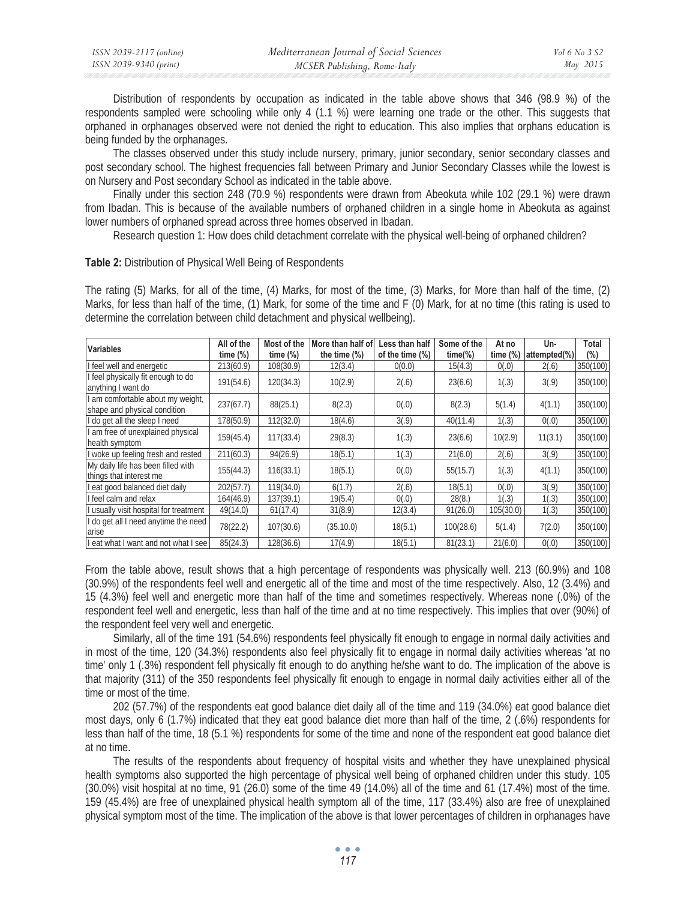Distribution of respondents by occupation as indicated in the table above shows that 346 (98.9 %) of the respondents sampled were schooling while only 4 (1.1 %) were learning one trade or the other. This suggests that orphaned in orphanages observed were not denied the right to education. This also implies that orphans education is being funded by the orphanages.

The classes observed under this study include nursery, primary, junior secondary, senior secondary classes and post secondary school. The highest frequencies fall between Primary and Junior Secondary Classes while the lowest is on Nursery and Post secondary School as indicated in the table above.

Finally under this section 248 (70.9 %) respondents were drawn from Abeokuta while 102 (29.1 %) were drawn from Ibadan. This is because of the available numbers of orphaned children in a single home in Abeokuta as against lower numbers of orphaned spread across three homes observed in Ibadan.

Research question 1: How does child detachment correlate with the physical well-being of orphaned children?

**Table 2:** Distribution of Physical Well Being of Respondents

The rating (5) Marks, for all of the time, (4) Marks, for most of the time, (3) Marks, for More than half of the time, (2) Marks, for less than half of the time, (1) Mark, for some of the time and F (0) Mark, for at no time (this rating is used to determine the correlation between child detachment and physical wellbeing).

| Variables | All of the time (%) | Most of the time (%) | More than half of the time (%) | Less than half of the time (%) | Some of the time(%) | At no time (%) | Un-attempted(%) | Total (%) |
|---|---|---|---|---|---|---|---|---|
| I feel well and energetic | 213(60.9) | 108(30.9) | 12(3.4) | 0(0.0) | 15(4.3) | 0(.0) | 2(.6) | 350(100) |
| I feel physically fit enough to do anything I want do | 191(54.6) | 120(34.3) | 10(2.9) | 2(.6) | 23(6.6) | 1(.3) | 3(.9) | 350(100) |
| I am comfortable about my weight, shape and physical condition | 237(67.7) | 88(25.1) | 8(2.3) | 0(.0) | 8(2.3) | 5(1.4) | 4(1.1) | 350(100) |
| I do get all the sleep I need | 178(50.9) | 112(32.0) | 18(4.6) | 3(.9) | 40(11.4) | 1(.3) | 0(.0) | 350(100) |
| I am free of unexplained physical health symptom | 159(45.4) | 117(33.4) | 29(8.3) | 1(.3) | 23(6.6) | 10(2.9) | 11(3.1) | 350(100) |
| I woke up feeling fresh and rested | 211(60.3) | 94(26.9) | 18(5.1) | 1(.3) | 21(6.0) | 2(.6) | 3(.9) | 350(100) |
| My daily life has been filled with things that interest me | 155(44.3) | 116(33.1) | 18(5.1) | 0(.0) | 55(15.7) | 1(.3) | 4(1.1) | 350(100) |
| I eat good balanced diet daily | 202(57.7) | 119(34.0) | 6(1.7) | 2(.6) | 18(5.1) | 0(.0) | 3(.9) | 350(100) |
| I feel calm and relax | 164(46.9) | 137(39.1) | 19(5.4) | 0(.0) | 28(8.) | 1(.3) | 1(.3) | 350(100) |
| I usually visit hospital for treatment | 49(14.0) | 61(17.4) | 31(8.9) | 12(3.4) | 91(26.0) | 105(30.0) | 1(.3) | 350(100) |
| I do get all I need anytime the need arise | 78(22.2) | 107(30.6) | (35.10.0) | 18(5.1) | 100(28.6) | 5(1.4) | 7(2.0) | 350(100) |
| I eat what I want and not what I see | 85(24.3) | 128(36.6) | 17(4.9) | 18(5.1) | 81(23.1) | 21(6.0) | 0(.0) | 350(100) |

From the table above, result shows that a high percentage of respondents was physically well. 213 (60.9%) and 108 (30.9%) of the respondents feel well and energetic all of the time and most of the time respectively. Also, 12 (3.4%) and 15 (4.3%) feel well and energetic more than half of the time and sometimes respectively. Whereas none (.0%) of the respondent feel well and energetic, less than half of the time and at no time respectively. This implies that over (90%) of the respondent feel very well and energetic.

Similarly, all of the time 191 (54.6%) respondents feel physically fit enough to engage in normal daily activities and in most of the time, 120 (34.3%) respondents also feel physically fit to engage in normal daily activities whereas 'at no time' only 1 (.3%) respondent fell physically fit enough to do anything he/she want to do. The implication of the above is that majority (311) of the 350 respondents feel physically fit enough to engage in normal daily activities either all of the time or most of the time.

202 (57.7%) of the respondents eat good balance diet daily all of the time and 119 (34.0%) eat good balance diet most days, only 6 (1.7%) indicated that they eat good balance diet more than half of the time, 2 (.6%) respondents for less than half of the time, 18 (5.1 %) respondents for some of the time and none of the respondent eat good balance diet at no time.

The results of the respondents about frequency of hospital visits and whether they have unexplained physical health symptoms also supported the high percentage of physical well being of orphaned children under this study. 105 (30.0%) visit hospital at no time, 91 (26.0) some of the time 49 (14.0%) all of the time and 61 (17.4%) most of the time. 159 (45.4%) are free of unexplained physical health symptom all of the time, 117 (33.4%) also are free of unexplained physical symptom most of the time. The implication of the above is that lower percentages of children in orphanages have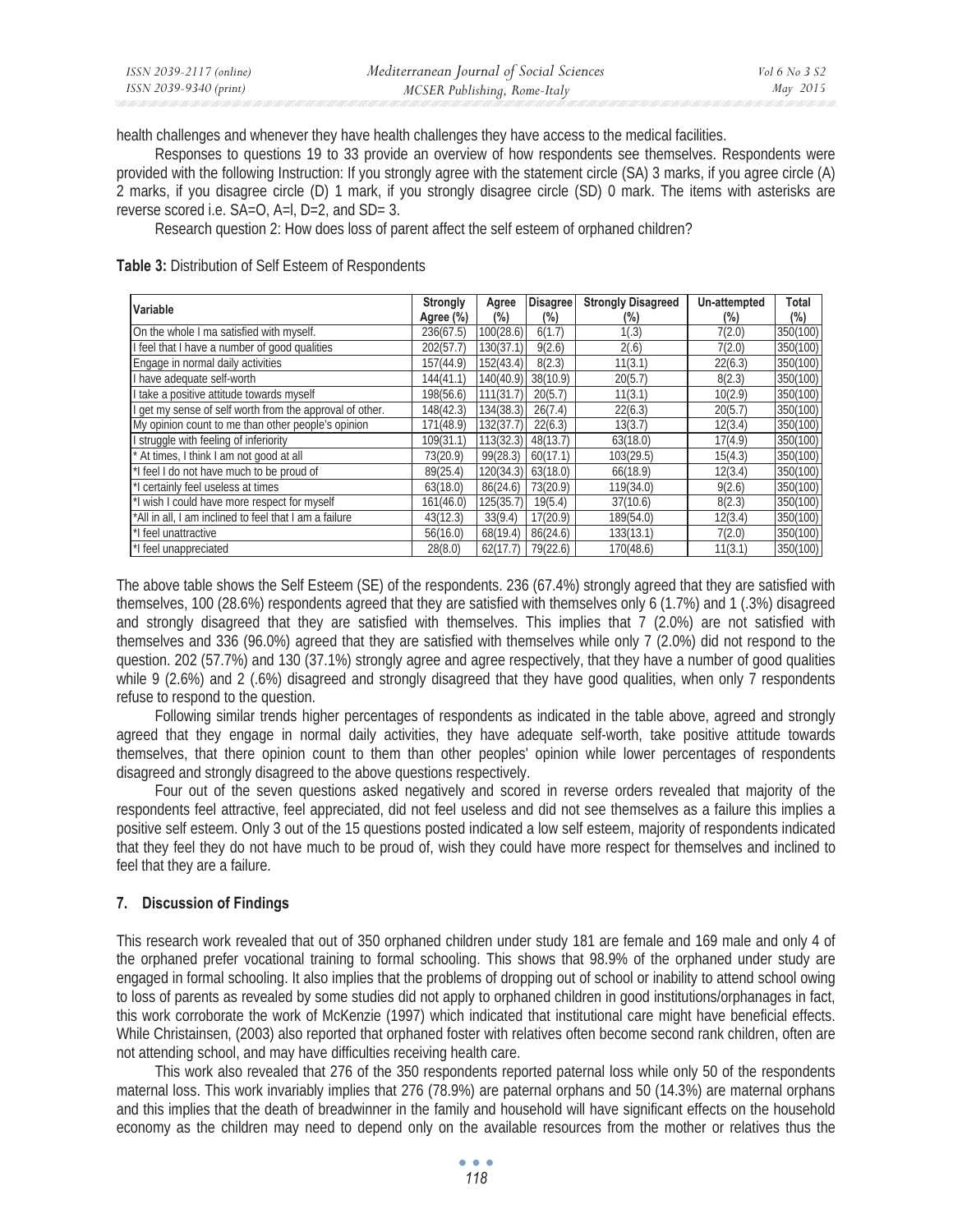health challenges and whenever they have health challenges they have access to the medical facilities.

Responses to questions 19 to 33 provide an overview of how respondents see themselves. Respondents were provided with the following Instruction: If you strongly agree with the statement circle (SA) 3 marks, if you agree circle (A) 2 marks, if you disagree circle (D) 1 mark, if you strongly disagree circle (SD) 0 mark. The items with asterisks are reverse scored i.e. SA=O, A=l, D=2, and SD= 3.

Research question 2: How does loss of parent affect the self esteem of orphaned children?

**Table 3:** Distribution of Self Esteem of Respondents

| Variable | Strongly Agree (%) | Agree (%) | Disagree (%) | Strongly Disagreed (%) | Un-attempted (%) | Total (%) |
|---|---|---|---|---|---|---|
| On the whole I ma satisfied with myself. | 236(67.5) | 100(28.6) | 6(1.7) | 1(.3) | 7(2.0) | 350(100) |
| I feel that I have a number of good qualities | 202(57.7) | 130(37.1) | 9(2.6) | 2(.6) | 7(2.0) | 350(100) |
| Engage in normal daily activities | 157(44.9) | 152(43.4) | 8(2.3) | 11(3.1) | 22(6.3) | 350(100) |
| I have adequate self-worth | 144(41.1) | 140(40.9) | 38(10.9) | 20(5.7) | 8(2.3) | 350(100) |
| I take a positive attitude towards myself | 198(56.6) | 111(31.7) | 20(5.7) | 11(3.1) | 10(2.9) | 350(100) |
| I get my sense of self worth from the approval of other. | 148(42.3) | 134(38.3) | 26(7.4) | 22(6.3) | 20(5.7) | 350(100) |
| My opinion count to me than other people's opinion | 171(48.9) | 132(37.7) | 22(6.3) | 13(3.7) | 12(3.4) | 350(100) |
| I struggle with feeling of inferiority | 109(31.1) | 113(32.3) | 48(13.7) | 63(18.0) | 17(4.9) | 350(100) |
| * At times, I think I am not good at all | 73(20.9) | 99(28.3) | 60(17.1) | 103(29.5) | 15(4.3) | 350(100) |
| *I feel I do not have much to be proud of | 89(25.4) | 120(34.3) | 63(18.0) | 66(18.9) | 12(3.4) | 350(100) |
| *I certainly feel useless at times | 63(18.0) | 86(24.6) | 73(20.9) | 119(34.0) | 9(2.6) | 350(100) |
| *I wish I could have more respect for myself | 161(46.0) | 125(35.7) | 19(5.4) | 37(10.6) | 8(2.3) | 350(100) |
| *All in all, I am inclined to feel that I am a failure | 43(12.3) | 33(9.4) | 17(20.9) | 189(54.0) | 12(3.4) | 350(100) |
| *I feel unattractive | 56(16.0) | 68(19.4) | 86(24.6) | 133(13.1) | 7(2.0) | 350(100) |
| *I feel unappreciated | 28(8.0) | 62(17.7) | 79(22.6) | 170(48.6) | 11(3.1) | 350(100) |

The above table shows the Self Esteem (SE) of the respondents. 236 (67.4%) strongly agreed that they are satisfied with themselves, 100 (28.6%) respondents agreed that they are satisfied with themselves only 6 (1.7%) and 1 (.3%) disagreed and strongly disagreed that they are satisfied with themselves. This implies that 7 (2.0%) are not satisfied with themselves and 336 (96.0%) agreed that they are satisfied with themselves while only 7 (2.0%) did not respond to the question. 202 (57.7%) and 130 (37.1%) strongly agree and agree respectively, that they have a number of good qualities while 9 (2.6%) and 2 (.6%) disagreed and strongly disagreed that they have good qualities, when only 7 respondents refuse to respond to the question.

Following similar trends higher percentages of respondents as indicated in the table above, agreed and strongly agreed that they engage in normal daily activities, they have adequate self-worth, take positive attitude towards themselves, that there opinion count to them than other peoples' opinion while lower percentages of respondents disagreed and strongly disagreed to the above questions respectively.

Four out of the seven questions asked negatively and scored in reverse orders revealed that majority of the respondents feel attractive, feel appreciated, did not feel useless and did not see themselves as a failure this implies a positive self esteem. Only 3 out of the 15 questions posted indicated a low self esteem, majority of respondents indicated that they feel they do not have much to be proud of, wish they could have more respect for themselves and inclined to feel that they are a failure.

## 7. Discussion of Findings

This research work revealed that out of 350 orphaned children under study 181 are female and 169 male and only 4 of the orphaned prefer vocational training to formal schooling. This shows that 98.9% of the orphaned under study are engaged in formal schooling. It also implies that the problems of dropping out of school or inability to attend school owing to loss of parents as revealed by some studies did not apply to orphaned children in good institutions/orphanages in fact, this work corroborate the work of McKenzie (1997) which indicated that institutional care might have beneficial effects. While Christainsen, (2003) also reported that orphaned foster with relatives often become second rank children, often are not attending school, and may have difficulties receiving health care.

This work also revealed that 276 of the 350 respondents reported paternal loss while only 50 of the respondents maternal loss. This work invariably implies that 276 (78.9%) are paternal orphans and 50 (14.3%) are maternal orphans and this implies that the death of breadwinner in the family and household will have significant effects on the household economy as the children may need to depend only on the available resources from the mother or relatives thus the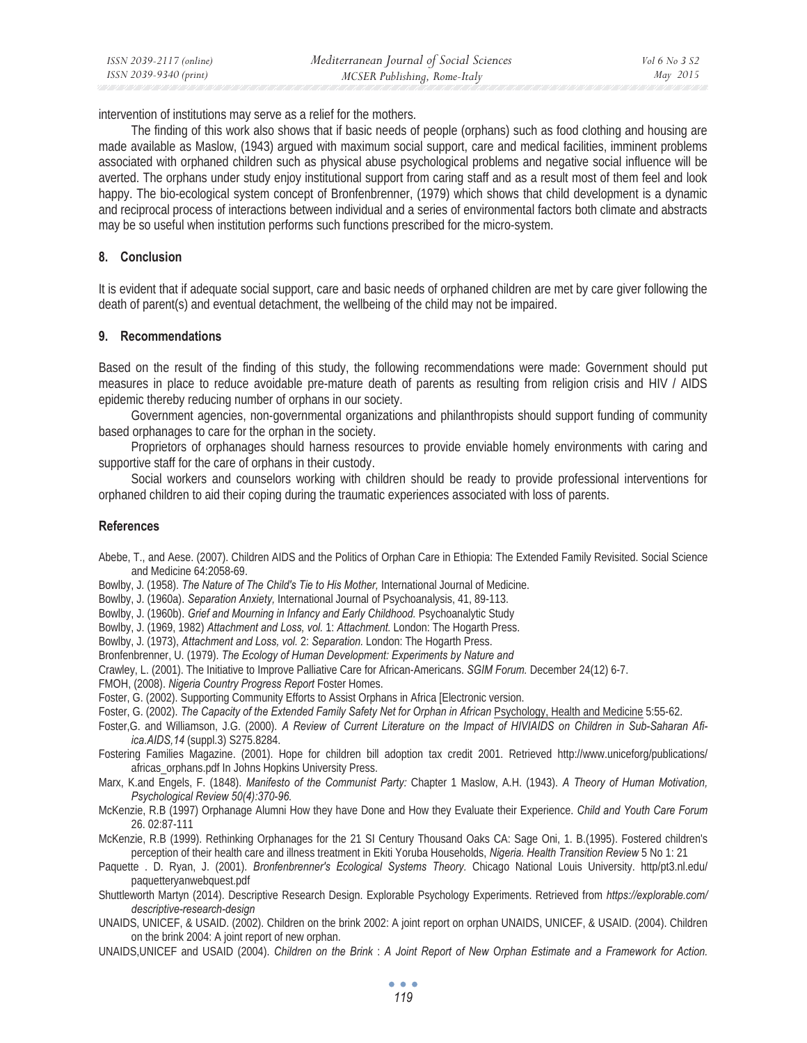intervention of institutions may serve as a relief for the mothers.

The finding of this work also shows that if basic needs of people (orphans) such as food clothing and housing are made available as Maslow, (1943) argued with maximum social support, care and medical facilities, imminent problems associated with orphaned children such as physical abuse psychological problems and negative social influence will be averted. The orphans under study enjoy institutional support from caring staff and as a result most of them feel and look happy. The bio-ecological system concept of Bronfenbrenner, (1979) which shows that child development is a dynamic and reciprocal process of interactions between individual and a series of environmental factors both climate and abstracts may be so useful when institution performs such functions prescribed for the micro-system.

## 8. Conclusion

It is evident that if adequate social support, care and basic needs of orphaned children are met by care giver following the death of parent(s) and eventual detachment, the wellbeing of the child may not be impaired.

## 9. Recommendations

Based on the result of the finding of this study, the following recommendations were made: Government should put measures in place to reduce avoidable pre-mature death of parents as resulting from religion crisis and HIV / AIDS epidemic thereby reducing number of orphans in our society.

Government agencies, non-governmental organizations and philanthropists should support funding of community based orphanages to care for the orphan in the society.

Proprietors of orphanages should harness resources to provide enviable homely environments with caring and supportive staff for the care of orphans in their custody.

Social workers and counselors working with children should be ready to provide professional interventions for orphaned children to aid their coping during the traumatic experiences associated with loss of parents.

## References

Abebe, T., and Aese. (2007). Children AIDS and the Politics of Orphan Care in Ethiopia: The Extended Family Revisited. Social Science and Medicine 64:2058-69.

Bowlby, J. (1958). *The Nature of The Child's Tie to His Mother,* International Journal of Medicine.

Bowlby, J. (1960a). *Separation Anxiety,* International Journal of Psychoanalysis, 41, 89-113.

Bowlby, J. (1960b). *Grief and Mourning in Infancy and Early Childhood.* Psychoanalytic Study

Bowlby, J. (1969, 1982) *Attachment and Loss, vol.* 1: *Attachment.* London: The Hogarth Press.

Bowlby, J. (1973), *Attachment and Loss, vol.* 2: *Separation.* London: The Hogarth Press.

Bronfenbrenner, U. (1979). *The Ecology of Human Development: Experiments by Nature and*

Crawley, L. (2001). The Initiative to Improve Palliative Care for African-Americans. *SGIM Forum.* December 24(12) 6-7.

FMOH, (2008). *Nigeria Country Progress Report* Foster Homes.

Foster, G. (2002). Supporting Community Efforts to Assist Orphans in Africa [Electronic version.

Foster, G. (2002). *The Capacity of the Extended Family Safety Net for Orphan in African* Psychology, Health and Medicine 5:55-62.

Foster,G. and Williamson, J.G. (2000). *A Review of Current Literature on the Impact of HIVIAIDS on Children in Sub-Saharan Afiica.AIDS,14* (suppl.3) S275.8284.

Fostering Families Magazine. (2001). Hope for children bill adoption tax credit 2001. Retrieved http://www.uniceforg/publications/africas_orphans.pdf In Johns Hopkins University Press.

Marx, K.and Engels, F. (1848). *Manifesto of the Communist Party:* Chapter 1 Maslow, A.H. (1943). *A Theory of Human Motivation, Psychological Review 50(4):370-96.*

McKenzie, R.B (1997) Orphanage Alumni How they have Done and How they Evaluate their Experience. *Child and Youth Care Forum* 26. 02:87-111

McKenzie, R.B (1999). Rethinking Orphanages for the 21 SI Century Thousand Oaks CA: Sage Oni, 1. B.(1995). Fostered children's perception of their health care and illness treatment in Ekiti Yoruba Households, *Nigeria. Health Transition Review* 5 No 1: 21

Paquette . D. Ryan, J. (2001). *Bronfenbrenner's Ecological Systems Theory*. Chicago National Louis University. http/pt3.nl.edu/paquetteryanwebquest.pdf

Shuttleworth Martyn (2014). Descriptive Research Design. Explorable Psychology Experiments. Retrieved from *https://explorable.com/descriptive-research-design*

UNAIDS, UNICEF, & USAID. (2002). Children on the brink 2002: A joint report on orphan UNAIDS, UNICEF, & USAID. (2004). Children on the brink 2004: A joint report of new orphan.

UNAIDS,UNICEF and USAID (2004). *Children on the Brink* : *A Joint Report of New Orphan Estimate and a Framework for Action.*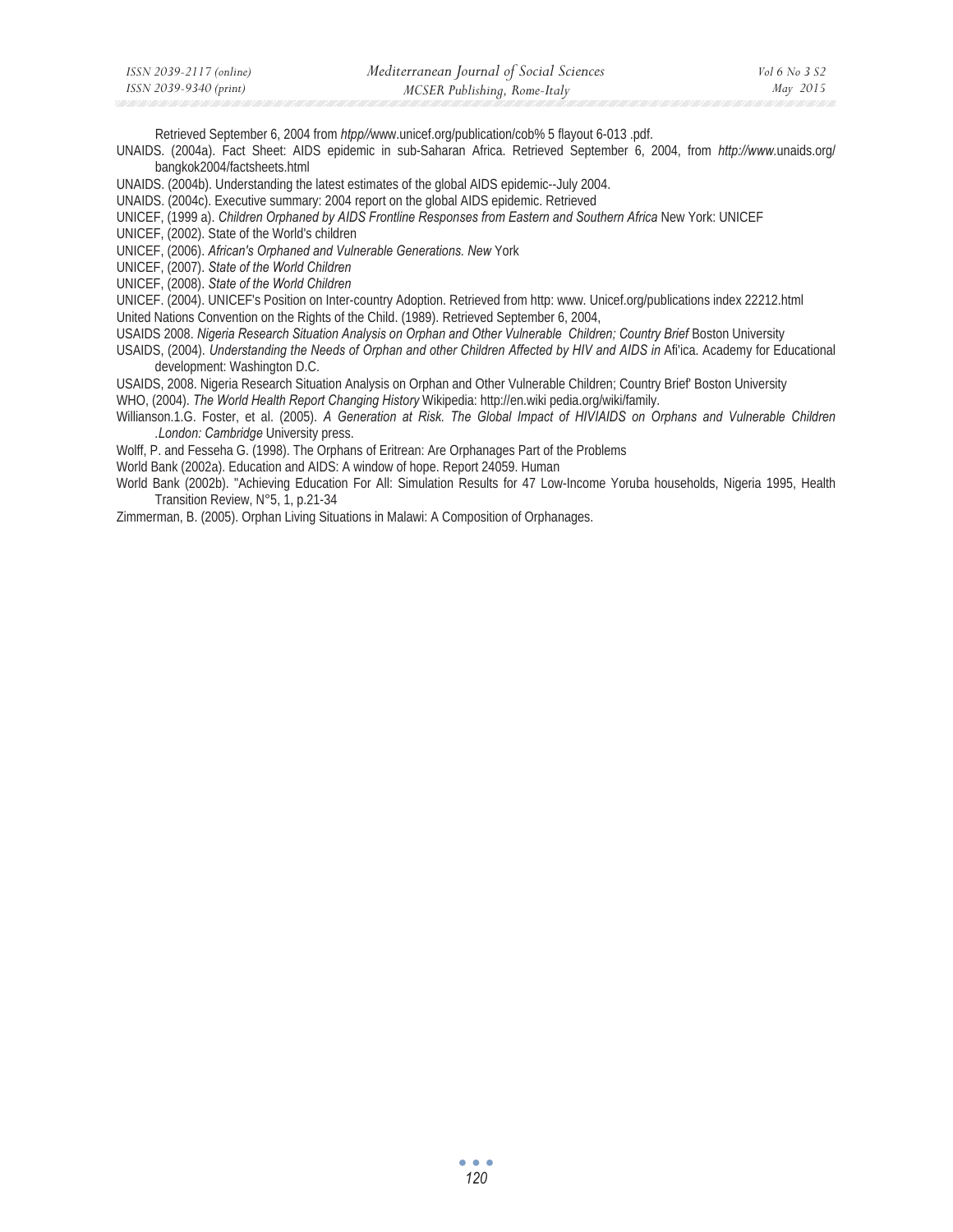Retrieved September 6, 2004 from *htpp//*www.unicef.org/publication/cob% 5 flayout 6-013 .pdf.

UNAIDS. (2004a). Fact Sheet: AIDS epidemic in sub-Saharan Africa. Retrieved September 6, 2004, from *http://www.*unaids.org/bangkok2004/factsheets.html

UNAIDS. (2004b). Understanding the latest estimates of the global AIDS epidemic--July 2004.

UNAIDS. (2004c). Executive summary: 2004 report on the global AIDS epidemic. Retrieved

UNICEF, (1999 a). *Children Orphaned by AIDS Frontline Responses from Eastern and Southern Africa* New York: UNICEF

UNICEF, (2002). State of the World's children

UNICEF, (2006). *African's Orphaned and Vulnerable Generations. New* York

UNICEF, (2007). *State of the World Children*

UNICEF, (2008). *State of the World Children*

UNICEF. (2004). UNICEF's Position on Inter-country Adoption. Retrieved from http: www. Unicef.org/publications index 22212.html

United Nations Convention on the Rights of the Child. (1989). Retrieved September 6, 2004,

USAIDS 2008. *Nigeria Research Situation Analysis on Orphan and Other Vulnerable Children; Country Brief* Boston University

USAIDS, (2004). *Understanding the Needs of Orphan and other Children Affected by HIV and AIDS in* Afi'ica. Academy for Educational development: Washington D.C.

USAIDS, 2008. Nigeria Research Situation Analysis on Orphan and Other Vulnerable Children; Country Brief' Boston University

WHO, (2004). *The World Health Report Changing History* Wikipedia: http://en.wiki pedia.org/wiki/family.

Willianson.1.G. Foster, et al. (2005). *A Generation at Risk. The Global Impact of HIVIAIDS on Orphans and Vulnerable Children .London: Cambridge* University press.

Wolff, P. and Fesseha G. (1998). The Orphans of Eritrean: Are Orphanages Part of the Problems

World Bank (2002a). Education and AIDS: A window of hope. Report 24059. Human

World Bank (2002b). "Achieving Education For All: Simulation Results for 47 Low-Income Yoruba households, Nigeria 1995, Health Transition Review, N°5, 1, p.21-34

Zimmerman, B. (2005). Orphan Living Situations in Malawi: A Composition of Orphanages.